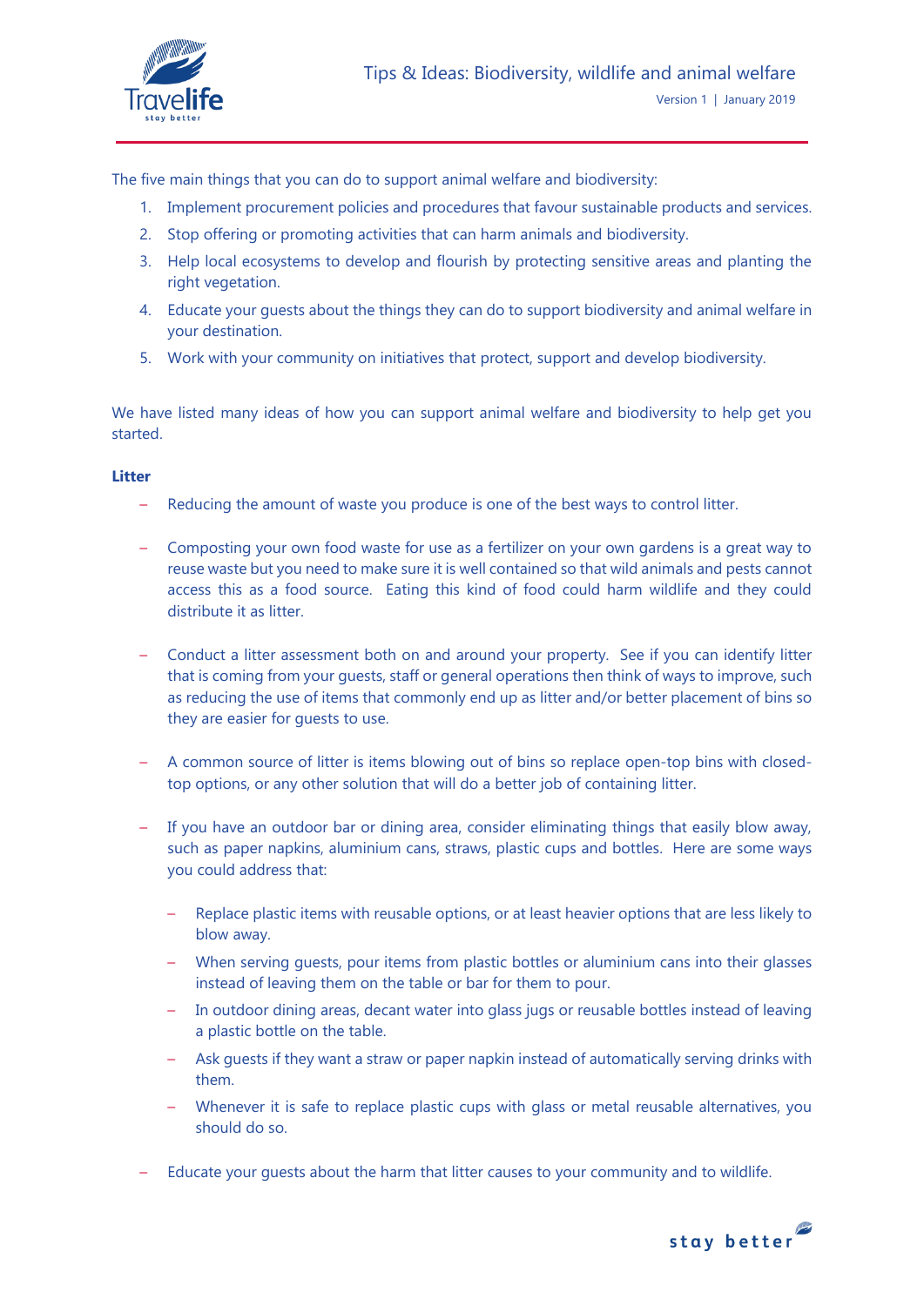# Tips & Ideas: Biodiversity, wildlife and animal welfare

Version 1 | January 2019

The five main things that you can do to support animal welfare and biodiversity:

1. Implement procurement policies and procedures that favour sustainable products and services.
2. Stop offering or promoting activities that can harm animals and biodiversity.
3. Help local ecosystems to develop and flourish by protecting sensitive areas and planting the right vegetation.
4. Educate your guests about the things they can do to support biodiversity and animal welfare in your destination.
5. Work with your community on initiatives that protect, support and develop biodiversity.

We have listed many ideas of how you can support animal welfare and biodiversity to help get you started.

**Litter**

- Reducing the amount of waste you produce is one of the best ways to control litter.
- Composting your own food waste for use as a fertilizer on your own gardens is a great way to reuse waste but you need to make sure it is well contained so that wild animals and pests cannot access this as a food source. Eating this kind of food could harm wildlife and they could distribute it as litter.
- Conduct a litter assessment both on and around your property. See if you can identify litter that is coming from your guests, staff or general operations then think of ways to improve, such as reducing the use of items that commonly end up as litter and/or better placement of bins so they are easier for guests to use.
- A common source of litter is items blowing out of bins so replace open-top bins with closed-top options, or any other solution that will do a better job of containing litter.
- If you have an outdoor bar or dining area, consider eliminating things that easily blow away, such as paper napkins, aluminium cans, straws, plastic cups and bottles. Here are some ways you could address that:
    - Replace plastic items with reusable options, or at least heavier options that are less likely to blow away.
    - When serving guests, pour items from plastic bottles or aluminium cans into their glasses instead of leaving them on the table or bar for them to pour.
    - In outdoor dining areas, decant water into glass jugs or reusable bottles instead of leaving a plastic bottle on the table.
    - Ask guests if they want a straw or paper napkin instead of automatically serving drinks with them.
    - Whenever it is safe to replace plastic cups with glass or metal reusable alternatives, you should do so.
- Educate your guests about the harm that litter causes to your community and to wildlife.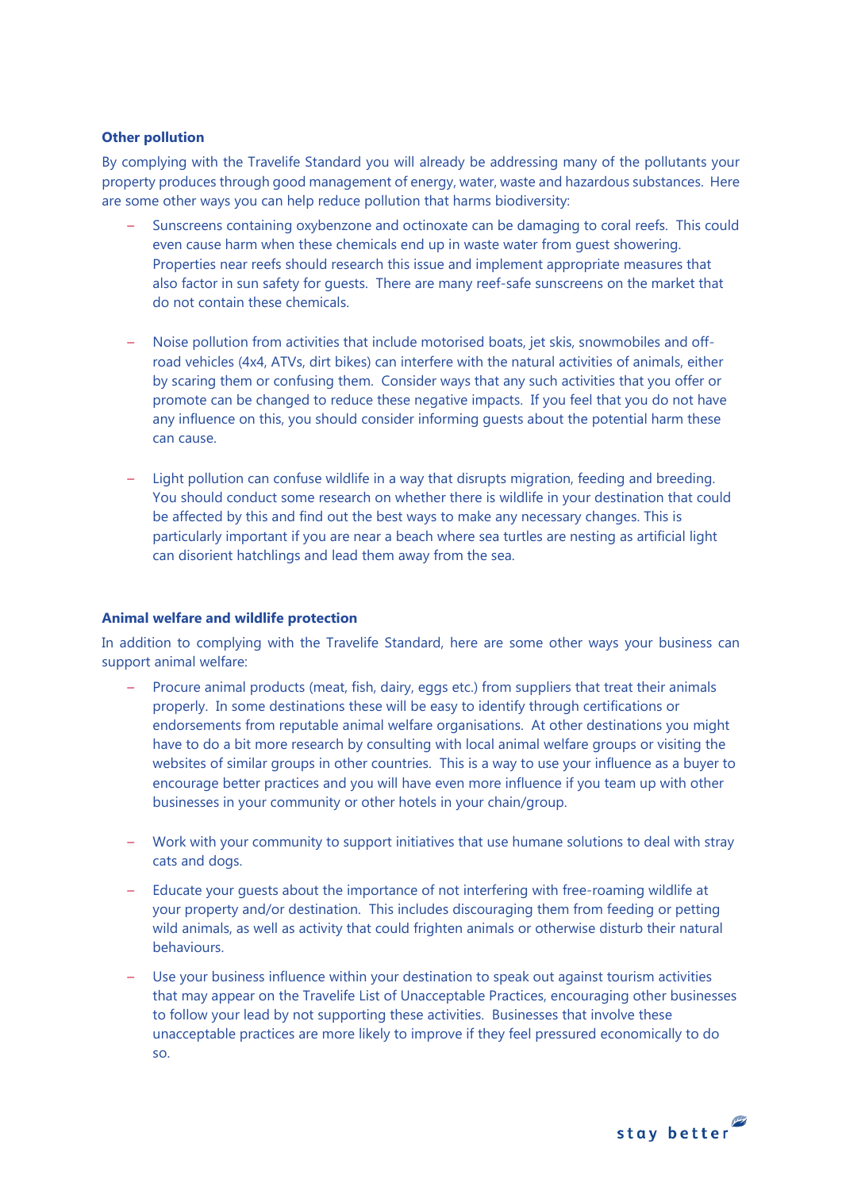**Other pollution**

By complying with the Travelife Standard you will already be addressing many of the pollutants your property produces through good management of energy, water, waste and hazardous substances. Here are some other ways you can help reduce pollution that harms biodiversity:

- Sunscreens containing oxybenzone and octinoxate can be damaging to coral reefs. This could even cause harm when these chemicals end up in waste water from guest showering. Properties near reefs should research this issue and implement appropriate measures that also factor in sun safety for guests. There are many reef-safe sunscreens on the market that do not contain these chemicals.

- Noise pollution from activities that include motorised boats, jet skis, snowmobiles and off-road vehicles (4x4, ATVs, dirt bikes) can interfere with the natural activities of animals, either by scaring them or confusing them. Consider ways that any such activities that you offer or promote can be changed to reduce these negative impacts. If you feel that you do not have any influence on this, you should consider informing guests about the potential harm these can cause.

- Light pollution can confuse wildlife in a way that disrupts migration, feeding and breeding. You should conduct some research on whether there is wildlife in your destination that could be affected by this and find out the best ways to make any necessary changes. This is particularly important if you are near a beach where sea turtles are nesting as artificial light can disorient hatchlings and lead them away from the sea.

**Animal welfare and wildlife protection**

In addition to complying with the Travelife Standard, here are some other ways your business can support animal welfare:

- Procure animal products (meat, fish, dairy, eggs etc.) from suppliers that treat their animals properly. In some destinations these will be easy to identify through certifications or endorsements from reputable animal welfare organisations. At other destinations you might have to do a bit more research by consulting with local animal welfare groups or visiting the websites of similar groups in other countries. This is a way to use your influence as a buyer to encourage better practices and you will have even more influence if you team up with other businesses in your community or other hotels in your chain/group.

- Work with your community to support initiatives that use humane solutions to deal with stray cats and dogs.

- Educate your guests about the importance of not interfering with free-roaming wildlife at your property and/or destination. This includes discouraging them from feeding or petting wild animals, as well as activity that could frighten animals or otherwise disturb their natural behaviours.

- Use your business influence within your destination to speak out against tourism activities that may appear on the Travelife List of Unacceptable Practices, encouraging other businesses to follow your lead by not supporting these activities. Businesses that involve these unacceptable practices are more likely to improve if they feel pressured economically to do so.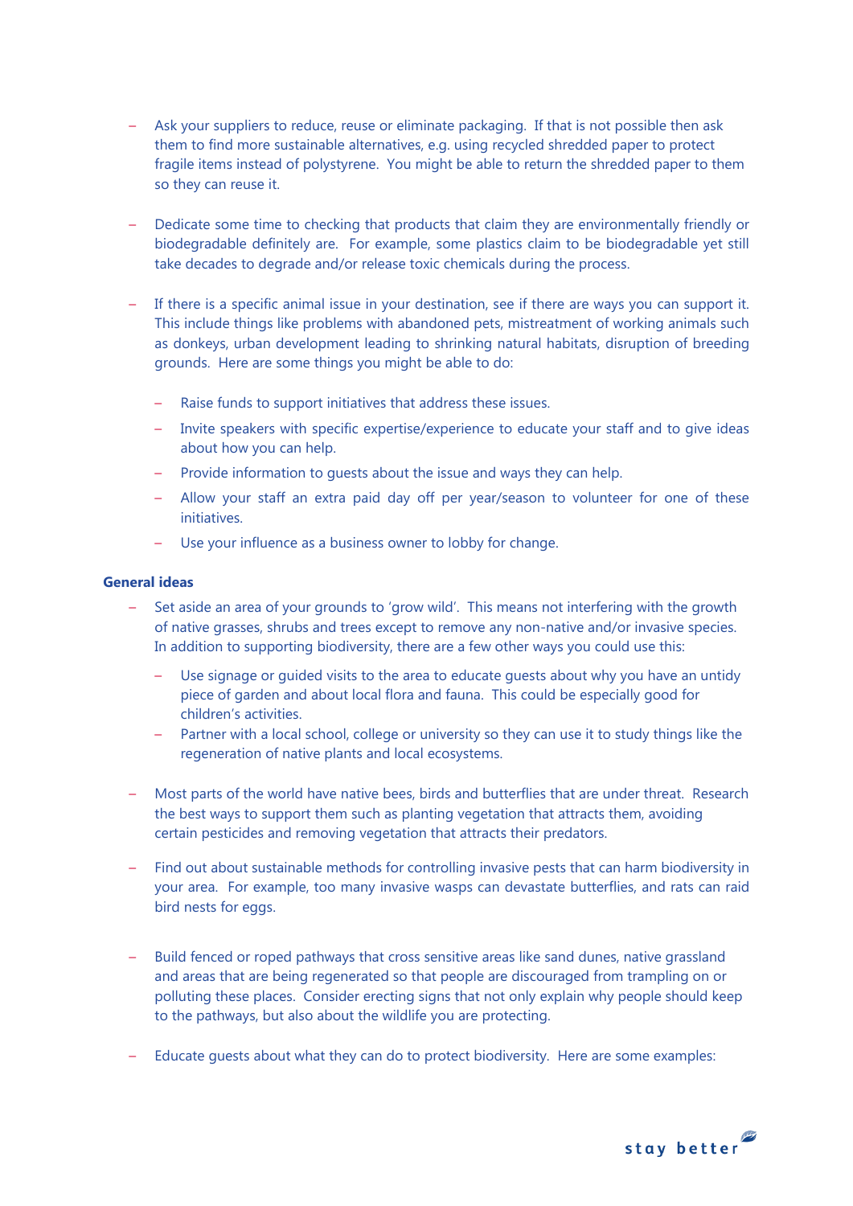- Ask your suppliers to reduce, reuse or eliminate packaging. If that is not possible then ask them to find more sustainable alternatives, e.g. using recycled shredded paper to protect fragile items instead of polystyrene. You might be able to return the shredded paper to them so they can reuse it.

- Dedicate some time to checking that products that claim they are environmentally friendly or biodegradable definitely are. For example, some plastics claim to be biodegradable yet still take decades to degrade and/or release toxic chemicals during the process.

- If there is a specific animal issue in your destination, see if there are ways you can support it. This include things like problems with abandoned pets, mistreatment of working animals such as donkeys, urban development leading to shrinking natural habitats, disruption of breeding grounds. Here are some things you might be able to do:

  - Raise funds to support initiatives that address these issues.
  - Invite speakers with specific expertise/experience to educate your staff and to give ideas about how you can help.
  - Provide information to guests about the issue and ways they can help.
  - Allow your staff an extra paid day off per year/season to volunteer for one of these initiatives.
  - Use your influence as a business owner to lobby for change.

**General ideas**

- Set aside an area of your grounds to 'grow wild'. This means not interfering with the growth of native grasses, shrubs and trees except to remove any non-native and/or invasive species. In addition to supporting biodiversity, there are a few other ways you could use this:
  - Use signage or guided visits to the area to educate guests about why you have an untidy piece of garden and about local flora and fauna. This could be especially good for children's activities.
  - Partner with a local school, college or university so they can use it to study things like the regeneration of native plants and local ecosystems.

- Most parts of the world have native bees, birds and butterflies that are under threat. Research the best ways to support them such as planting vegetation that attracts them, avoiding certain pesticides and removing vegetation that attracts their predators.

- Find out about sustainable methods for controlling invasive pests that can harm biodiversity in your area. For example, too many invasive wasps can devastate butterflies, and rats can raid bird nests for eggs.

- Build fenced or roped pathways that cross sensitive areas like sand dunes, native grassland and areas that are being regenerated so that people are discouraged from trampling on or polluting these places. Consider erecting signs that not only explain why people should keep to the pathways, but also about the wildlife you are protecting.

- Educate guests about what they can do to protect biodiversity. Here are some examples: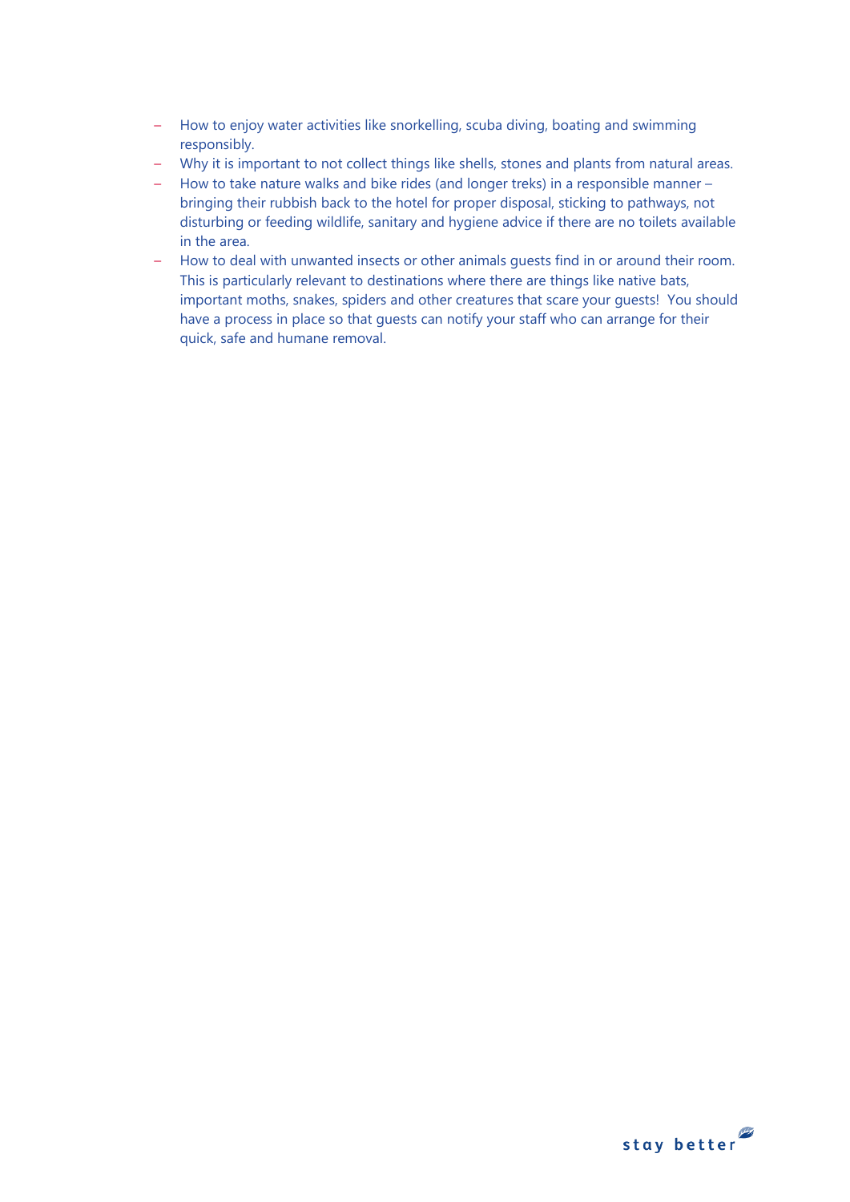- How to enjoy water activities like snorkelling, scuba diving, boating and swimming responsibly.
- Why it is important to not collect things like shells, stones and plants from natural areas.
- How to take nature walks and bike rides (and longer treks) in a responsible manner – bringing their rubbish back to the hotel for proper disposal, sticking to pathways, not disturbing or feeding wildlife, sanitary and hygiene advice if there are no toilets available in the area.
- How to deal with unwanted insects or other animals guests find in or around their room. This is particularly relevant to destinations where there are things like native bats, important moths, snakes, spiders and other creatures that scare your guests! You should have a process in place so that guests can notify your staff who can arrange for their quick, safe and humane removal.